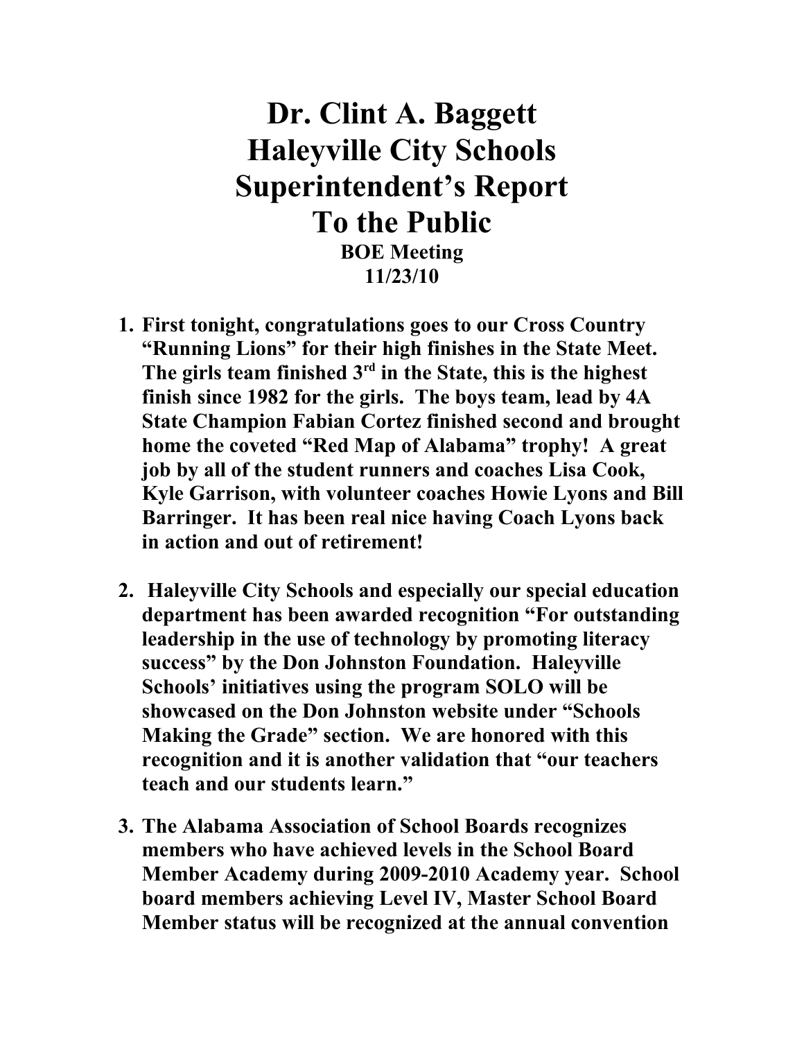# Dr. Clint A. Baggett
# Haleyville City Schools
# Superintendent's Report
# To the Public

**BOE Meeting**
**11/23/10**

1. **First tonight, congratulations goes to our Cross Country "Running Lions" for their high finishes in the State Meet. The girls team finished 3rd in the State, this is the highest finish since 1982 for the girls. The boys team, lead by 4A State Champion Fabian Cortez finished second and brought home the coveted "Red Map of Alabama" trophy! A great job by all of the student runners and coaches Lisa Cook, Kyle Garrison, with volunteer coaches Howie Lyons and Bill Barringer. It has been real nice having Coach Lyons back in action and out of retirement!**

2. **Haleyville City Schools and especially our special education department has been awarded recognition "For outstanding leadership in the use of technology by promoting literacy success" by the Don Johnston Foundation. Haleyville Schools' initiatives using the program SOLO will be showcased on the Don Johnston website under "Schools Making the Grade" section. We are honored with this recognition and it is another validation that "our teachers teach and our students learn."**

3. **The Alabama Association of School Boards recognizes members who have achieved levels in the School Board Member Academy during 2009-2010 Academy year. School board members achieving Level IV, Master School Board Member status will be recognized at the annual convention**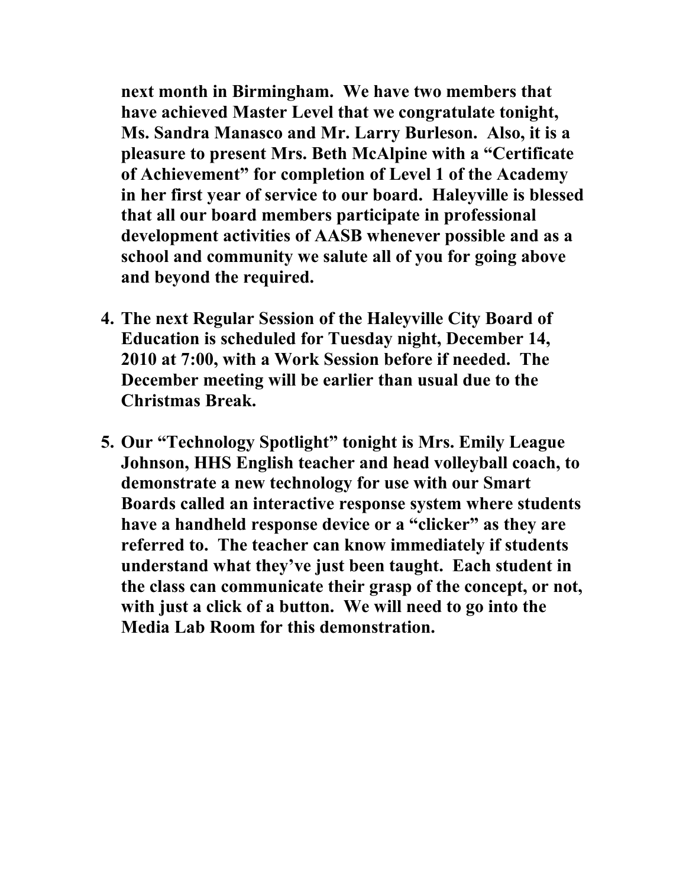**next month in Birmingham. We have two members that have achieved Master Level that we congratulate tonight, Ms. Sandra Manasco and Mr. Larry Burleson. Also, it is a pleasure to present Mrs. Beth McAlpine with a "Certificate of Achievement" for completion of Level 1 of the Academy in her first year of service to our board. Haleyville is blessed that all our board members participate in professional development activities of AASB whenever possible and as a school and community we salute all of you for going above and beyond the required.**

4. **The next Regular Session of the Haleyville City Board of Education is scheduled for Tuesday night, December 14, 2010 at 7:00, with a Work Session before if needed. The December meeting will be earlier than usual due to the Christmas Break.**

5. **Our "Technology Spotlight" tonight is Mrs. Emily League Johnson, HHS English teacher and head volleyball coach, to demonstrate a new technology for use with our Smart Boards called an interactive response system where students have a handheld response device or a "clicker" as they are referred to. The teacher can know immediately if students understand what they've just been taught. Each student in the class can communicate their grasp of the concept, or not, with just a click of a button. We will need to go into the Media Lab Room for this demonstration.**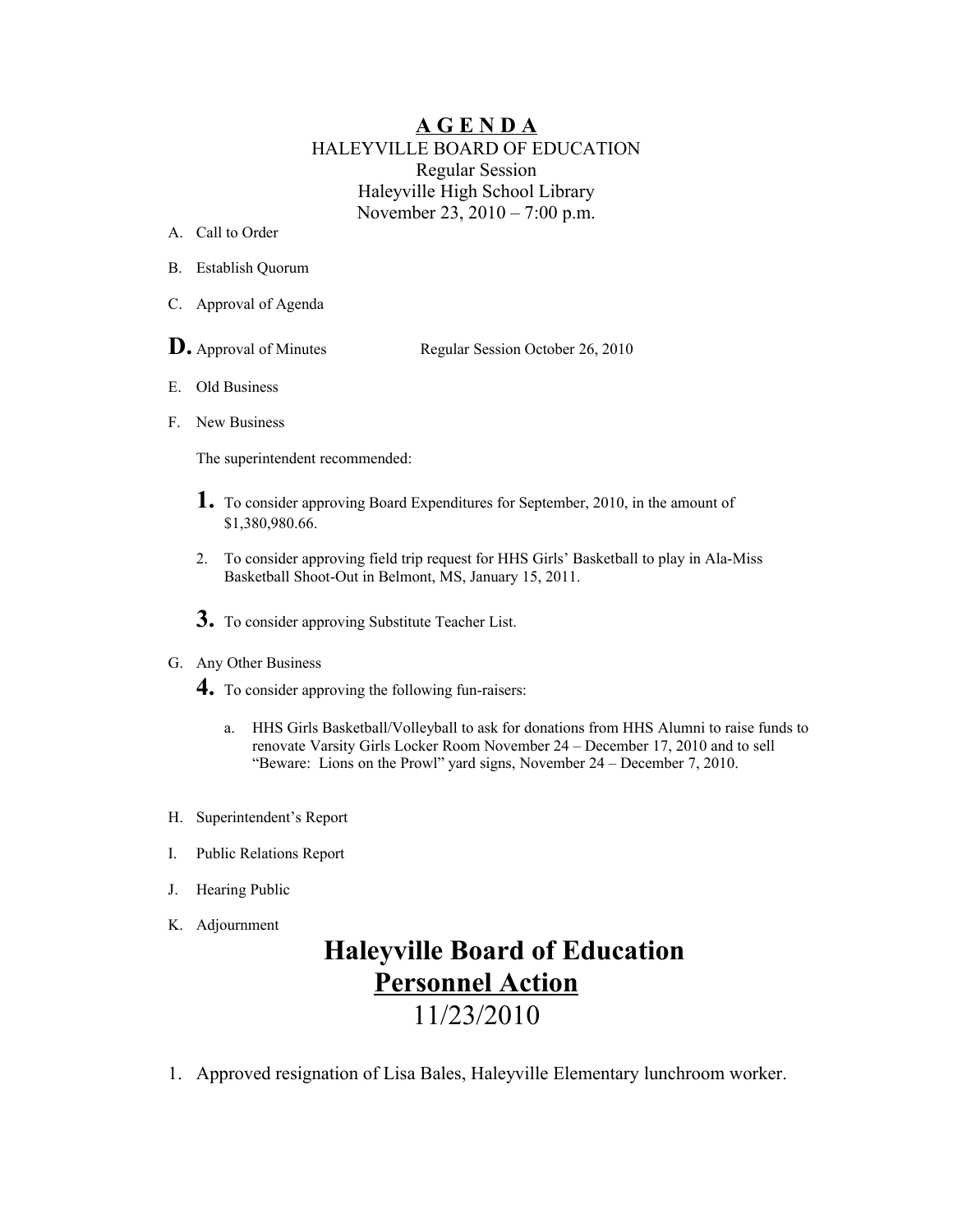# A G E N D A

HALEYVILLE BOARD OF EDUCATION
Regular Session
Haleyville High School Library
November 23, 2010 – 7:00 p.m.

A. Call to Order

B. Establish Quorum

C. Approval of Agenda

D. Approval of Minutes — Regular Session October 26, 2010

E. Old Business

F. New Business

The superintendent recommended:

1. To consider approving Board Expenditures for September, 2010, in the amount of $1,380,980.66.

2. To consider approving field trip request for HHS Girls' Basketball to play in Ala-Miss Basketball Shoot-Out in Belmont, MS, January 15, 2011.

3. To consider approving Substitute Teacher List.

G. Any Other Business

4. To consider approving the following fun-raisers:

   a. HHS Girls Basketball/Volleyball to ask for donations from HHS Alumni to raise funds to renovate Varsity Girls Locker Room November 24 – December 17, 2010 and to sell "Beware: Lions on the Prowl" yard signs, November 24 – December 7, 2010.

H. Superintendent's Report

I. Public Relations Report

J. Hearing Public

K. Adjournment

# Haleyville Board of Education

## Personnel Action

11/23/2010

1. Approved resignation of Lisa Bales, Haleyville Elementary lunchroom worker.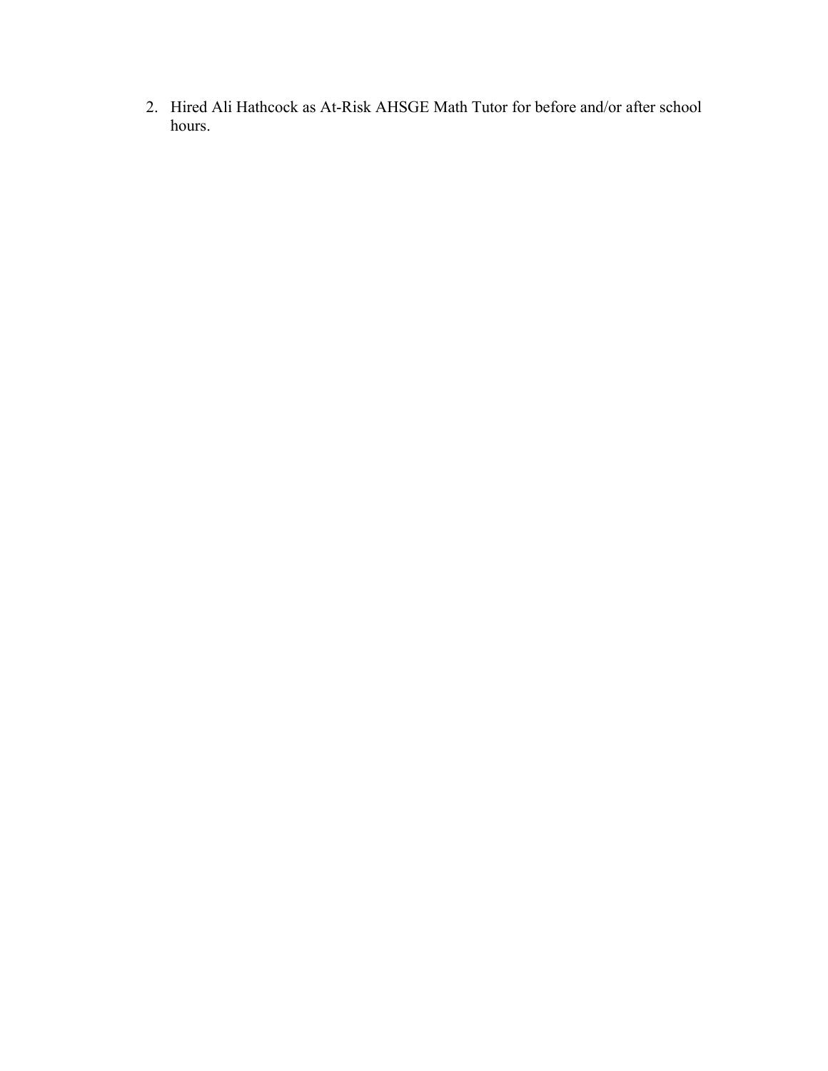2. Hired Ali Hathcock as At-Risk AHSGE Math Tutor for before and/or after school hours.